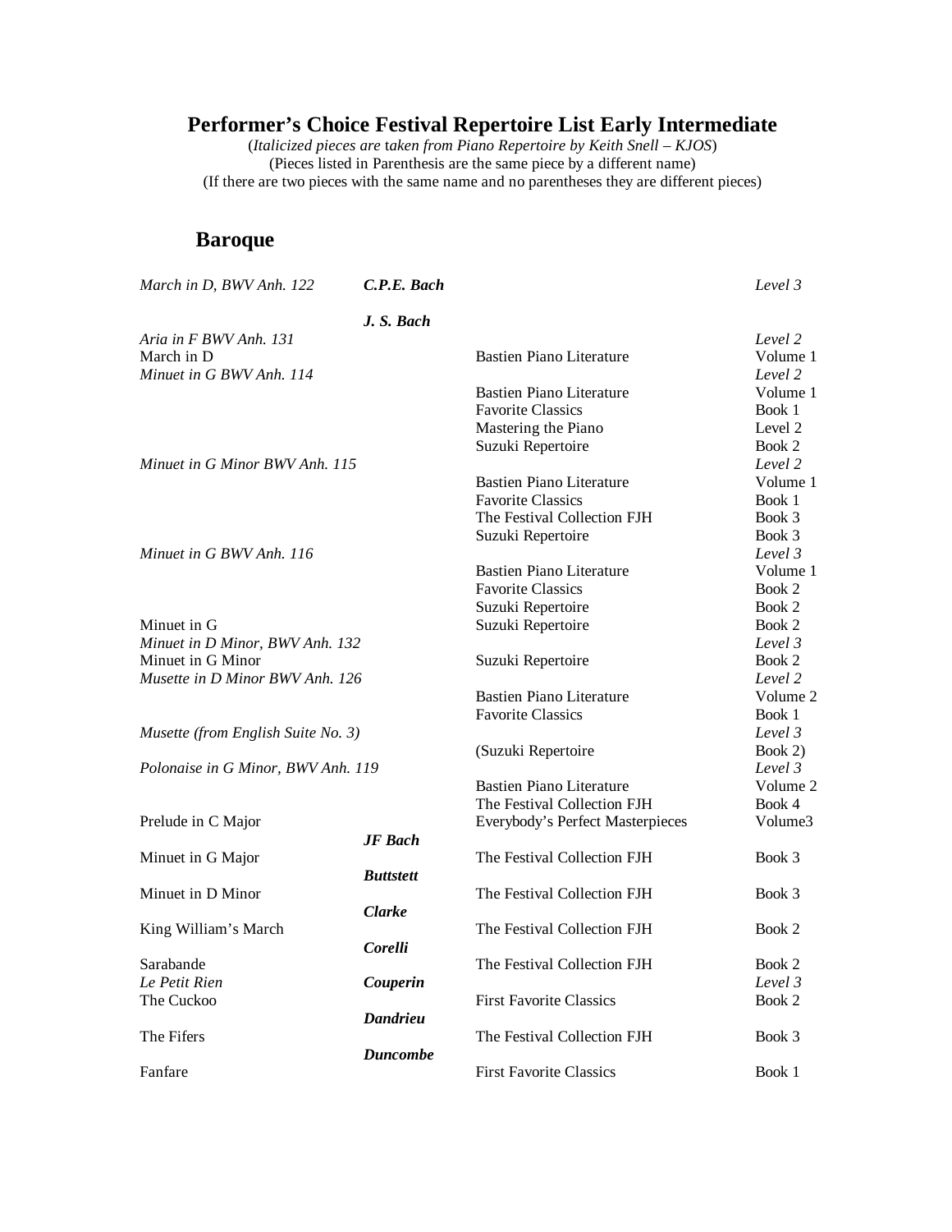# Performer's Choice Festival Repertoire List Early Intermediate

(*Italicized pieces are taken from Piano Repertoire by Keith Snell – KJOS*)
(Pieces listed in Parenthesis are the same piece by a different name)
(If there are two pieces with the same name and no parentheses they are different pieces)

## Baroque

| Piece | Composer | Book | Level |
|---|---|---|---|
| *March in D, BWV Anh. 122* | ***C.P.E. Bach*** | | *Level 3* |
| | ***J. S. Bach*** | | |
| *Aria in F BWV Anh. 131* | | | *Level 2* |
| March in D | | Bastien Piano Literature | Volume 1 |
| *Minuet in G BWV Anh. 114* | | | *Level 2* |
| | | Bastien Piano Literature | Volume 1 |
| | | Favorite Classics | Book 1 |
| | | Mastering the Piano | Level 2 |
| | | Suzuki Repertoire | Book 2 |
| *Minuet in G Minor BWV Anh. 115* | | | *Level 2* |
| | | Bastien Piano Literature | Volume 1 |
| | | Favorite Classics | Book 1 |
| | | The Festival Collection FJH | Book 3 |
| | | Suzuki Repertoire | Book 3 |
| *Minuet in G BWV Anh. 116* | | | *Level 3* |
| | | Bastien Piano Literature | Volume 1 |
| | | Favorite Classics | Book 2 |
| | | Suzuki Repertoire | Book 2 |
| Minuet in G | | Suzuki Repertoire | Book 2 |
| *Minuet in D Minor, BWV Anh. 132* | | | *Level 3* |
| Minuet in G Minor | | Suzuki Repertoire | Book 2 |
| *Musette in D Minor BWV Anh. 126* | | | *Level 2* |
| | | Bastien Piano Literature | Volume 2 |
| | | Favorite Classics | Book 1 |
| *Musette (from English Suite No. 3)* | | | *Level 3* |
| | | (Suzuki Repertoire | Book 2) |
| *Polonaise in G Minor, BWV Anh. 119* | | | *Level 3* |
| | | Bastien Piano Literature | Volume 2 |
| | | The Festival Collection FJH | Book 4 |
| Prelude in C Major | | Everybody's Perfect Masterpieces | Volume3 |
| | ***JF Bach*** | | |
| Minuet in G Major | | The Festival Collection FJH | Book 3 |
| | ***Buttstett*** | | |
| Minuet in D Minor | | The Festival Collection FJH | Book 3 |
| | ***Clarke*** | | |
| King William's March | | The Festival Collection FJH | Book 2 |
| | ***Corelli*** | | |
| Sarabande | | The Festival Collection FJH | Book 2 |
| *Le Petit Rien* | ***Couperin*** | | *Level 3* |
| The Cuckoo | | First Favorite Classics | Book 2 |
| | ***Dandrieu*** | | |
| The Fifers | | The Festival Collection FJH | Book 3 |
| | ***Duncombe*** | | |
| Fanfare | | First Favorite Classics | Book 1 |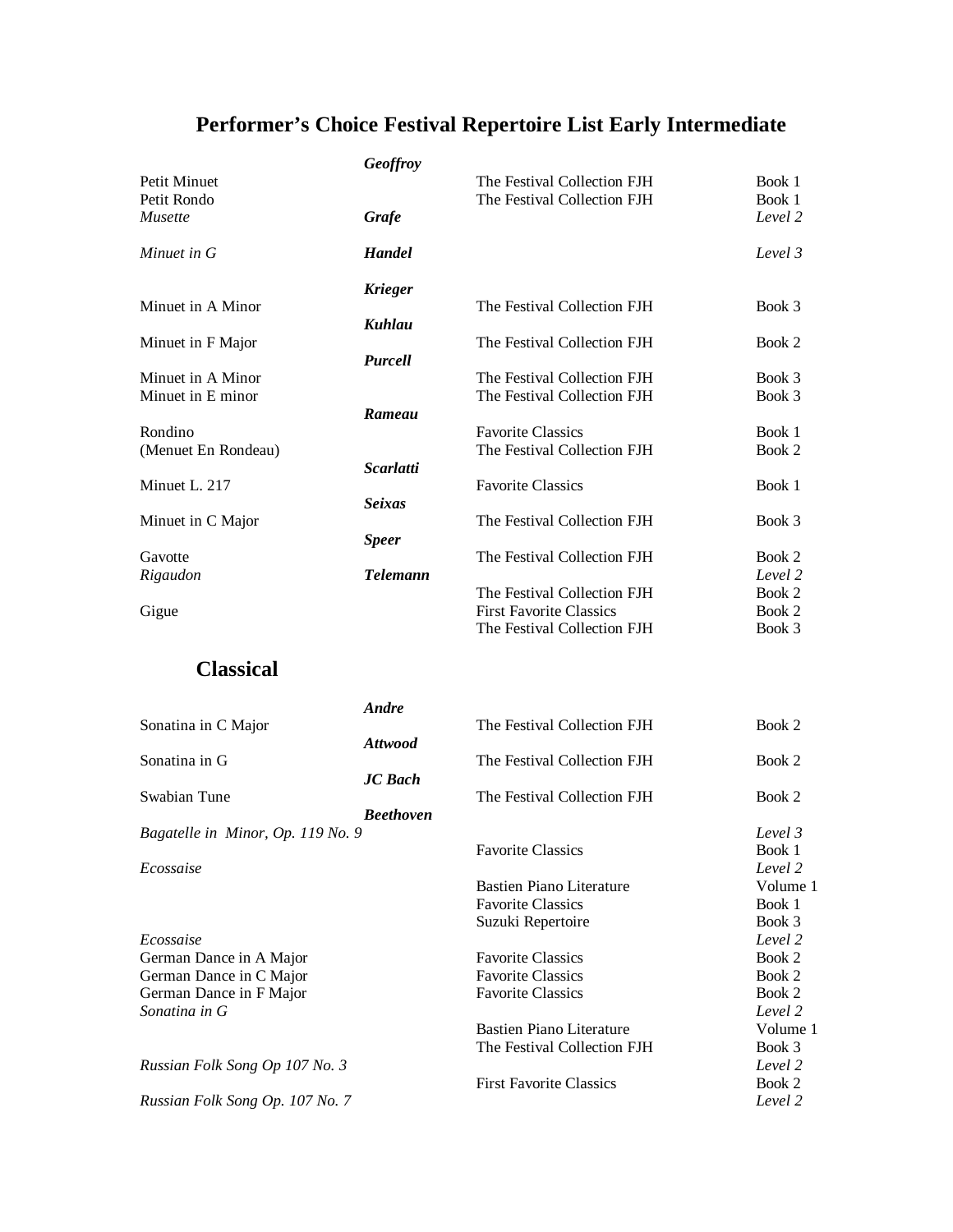# Performer's Choice Festival Repertoire List Early Intermediate

| Title | Composer | Collection | Book/Level |
|---|---|---|---|
| | ***Geoffroy*** | | |
| Petit Minuet | | The Festival Collection FJH | Book 1 |
| Petit Rondo | | The Festival Collection FJH | Book 1 |
| *Musette* | ***Grafe*** | | *Level 2* |
| *Minuet in G* | ***Handel*** | | *Level 3* |
| | ***Krieger*** | | |
| Minuet in A Minor | | The Festival Collection FJH | Book 3 |
| | ***Kuhlau*** | | |
| Minuet in F Major | | The Festival Collection FJH | Book 2 |
| | ***Purcell*** | | |
| Minuet in A Minor | | The Festival Collection FJH | Book 3 |
| Minuet in E minor | | The Festival Collection FJH | Book 3 |
| | ***Rameau*** | | |
| Rondino | | Favorite Classics | Book 1 |
| (Menuet En Rondeau) | | The Festival Collection FJH | Book 2 |
| | ***Scarlatti*** | | |
| Minuet L. 217 | | Favorite Classics | Book 1 |
| | ***Seixas*** | | |
| Minuet in C Major | | The Festival Collection FJH | Book 3 |
| | ***Speer*** | | |
| Gavotte | | The Festival Collection FJH | Book 2 |
| *Rigaudon* | ***Telemann*** | | *Level 2* |
| | | The Festival Collection FJH | Book 2 |
| Gigue | | First Favorite Classics | Book 2 |
| | | The Festival Collection FJH | Book 3 |

## Classical

| Title | Composer | Collection | Book/Level |
|---|---|---|---|
| | ***Andre*** | | |
| Sonatina in C Major | | The Festival Collection FJH | Book 2 |
| | ***Attwood*** | | |
| Sonatina in G | | The Festival Collection FJH | Book 2 |
| | ***JC Bach*** | | |
| Swabian Tune | | The Festival Collection FJH | Book 2 |
| | ***Beethoven*** | | |
| *Bagatelle in Minor, Op. 119 No. 9* | | | *Level 3* |
| | | Favorite Classics | Book 1 |
| *Ecossaise* | | | *Level 2* |
| | | Bastien Piano Literature | Volume 1 |
| | | Favorite Classics | Book 1 |
| | | Suzuki Repertoire | Book 3 |
| *Ecossaise* | | | *Level 2* |
| German Dance in A Major | | Favorite Classics | Book 2 |
| German Dance in C Major | | Favorite Classics | Book 2 |
| German Dance in F Major | | Favorite Classics | Book 2 |
| *Sonatina in G* | | | *Level 2* |
| | | Bastien Piano Literature | Volume 1 |
| | | The Festival Collection FJH | Book 3 |
| *Russian Folk Song Op 107 No. 3* | | | *Level 2* |
| | | First Favorite Classics | Book 2 |
| *Russian Folk Song Op. 107 No. 7* | | | *Level 2* |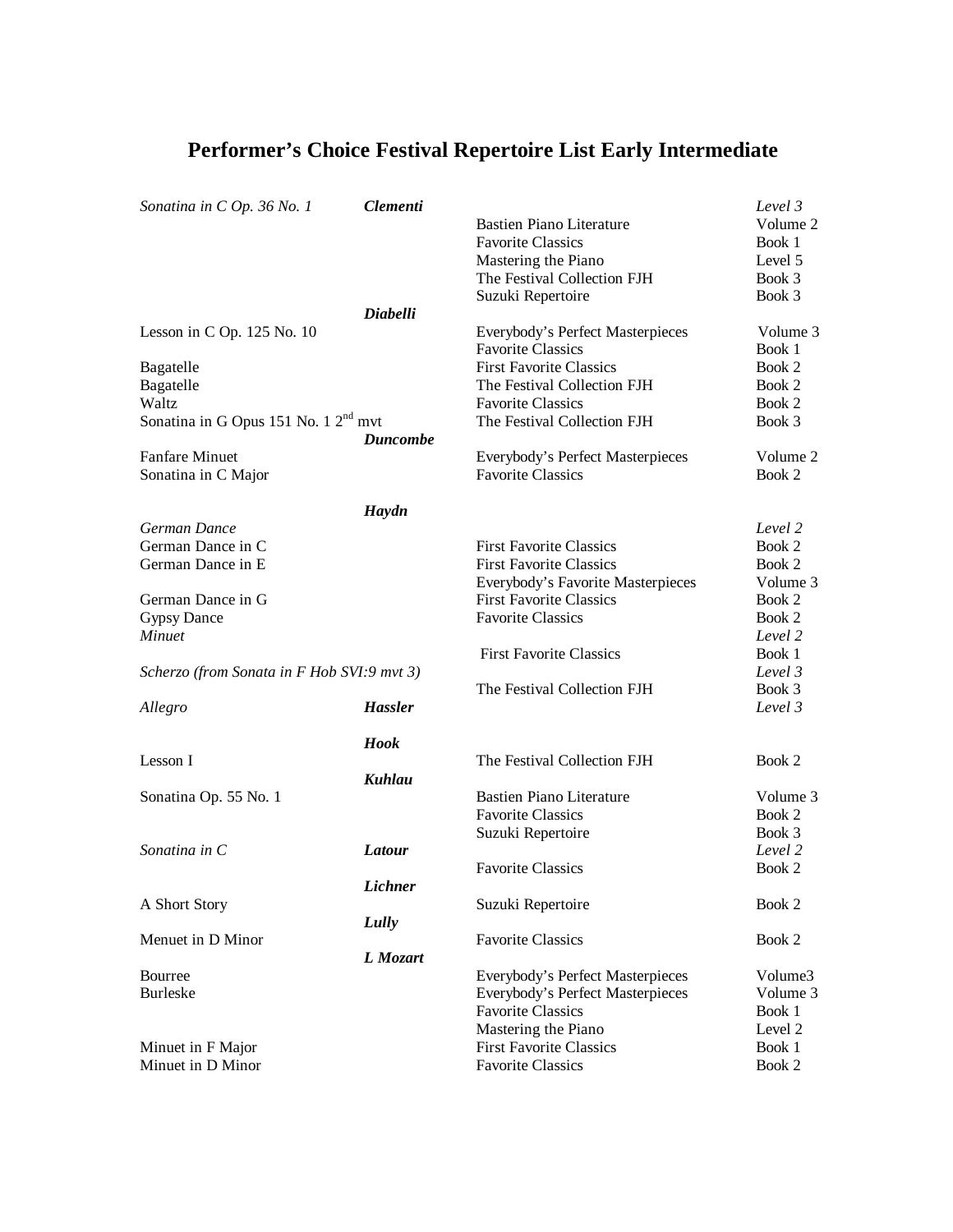# Performer's Choice Festival Repertoire List Early Intermediate

| Title | Composer | Collection | Level/Book |
|---|---|---|---|
| *Sonatina in C Op. 36 No. 1* | ***Clementi*** | | *Level 3* |
| | | Bastien Piano Literature | Volume 2 |
| | | Favorite Classics | Book 1 |
| | | Mastering the Piano | Level 5 |
| | | The Festival Collection FJH | Book 3 |
| | | Suzuki Repertoire | Book 3 |
| | ***Diabelli*** | | |
| Lesson in C Op. 125 No. 10 | | Everybody's Perfect Masterpieces | Volume 3 |
| | | Favorite Classics | Book 1 |
| Bagatelle | | First Favorite Classics | Book 2 |
| Bagatelle | | The Festival Collection FJH | Book 2 |
| Waltz | | Favorite Classics | Book 2 |
| Sonatina in G Opus 151 No. 1 2nd mvt | | The Festival Collection FJH | Book 3 |
| | ***Duncombe*** | | |
| Fanfare Minuet | | Everybody's Perfect Masterpieces | Volume 2 |
| Sonatina in C Major | | Favorite Classics | Book 2 |
| | ***Haydn*** | | |
| *German Dance* | | | *Level 2* |
| German Dance in C | | First Favorite Classics | Book 2 |
| German Dance in E | | First Favorite Classics | Book 2 |
| | | Everybody's Favorite Masterpieces | Volume 3 |
| German Dance in G | | First Favorite Classics | Book 2 |
| Gypsy Dance | | Favorite Classics | Book 2 |
| *Minuet* | | | *Level 2* |
| | | First Favorite Classics | Book 1 |
| *Scherzo (from Sonata in F Hob SVI:9 mvt 3)* | | | *Level 3* |
| | | The Festival Collection FJH | Book 3 |
| *Allegro* | ***Hassler*** | | *Level 3* |
| | ***Hook*** | | |
| Lesson I | | The Festival Collection FJH | Book 2 |
| | ***Kuhlau*** | | |
| Sonatina Op. 55 No. 1 | | Bastien Piano Literature | Volume 3 |
| | | Favorite Classics | Book 2 |
| | | Suzuki Repertoire | Book 3 |
| *Sonatina in C* | ***Latour*** | | *Level 2* |
| | | Favorite Classics | Book 2 |
| | ***Lichner*** | | |
| A Short Story | | Suzuki Repertoire | Book 2 |
| | ***Lully*** | | |
| Menuet in D Minor | | Favorite Classics | Book 2 |
| | ***L Mozart*** | | |
| Bourree | | Everybody's Perfect Masterpieces | Volume3 |
| Burleske | | Everybody's Perfect Masterpieces | Volume 3 |
| | | Favorite Classics | Book 1 |
| | | Mastering the Piano | Level 2 |
| Minuet in F Major | | First Favorite Classics | Book 1 |
| Minuet in D Minor | | Favorite Classics | Book 2 |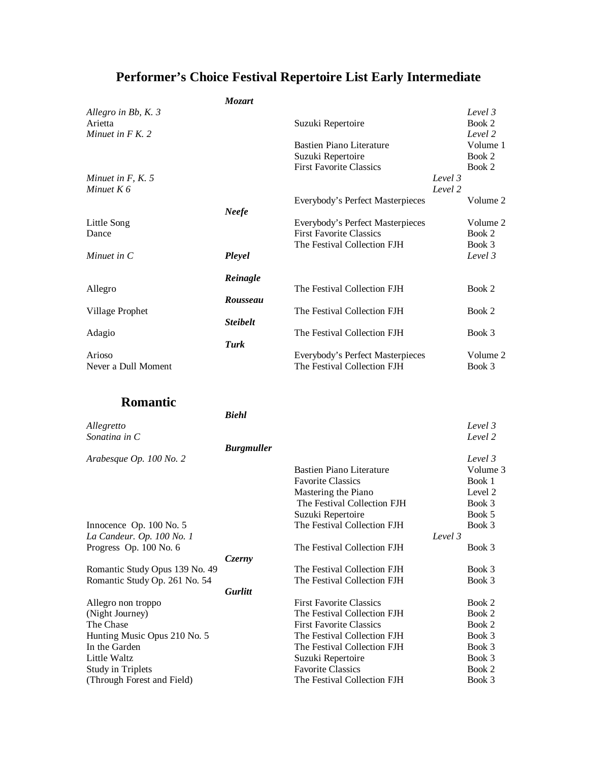# Performer's Choice Festival Repertoire List Early Intermediate

| Title | Composer | Collection | Book/Level |
|---|---|---|---|
| | ***Mozart*** | | |
| *Allegro in Bb, K. 3* | | | *Level 3* |
| Arietta | | Suzuki Repertoire | Book 2 |
| *Minuet in F K. 2* | | | *Level 2* |
| | | Bastien Piano Literature | Volume 1 |
| | | Suzuki Repertoire | Book 2 |
| | | First Favorite Classics | Book 2 |
| *Minuet in F, K. 5* | | | *Level 3* |
| *Minuet K 6* | | | *Level 2* |
| | | Everybody's Perfect Masterpieces | Volume 2 |
| | ***Neefe*** | | |
| Little Song | | Everybody's Perfect Masterpieces | Volume 2 |
| Dance | | First Favorite Classics | Book 2 |
| | | The Festival Collection FJH | Book 3 |
| *Minuet in C* | ***Pleyel*** | | *Level 3* |
| | ***Reinagle*** | | |
| Allegro | | The Festival Collection FJH | Book 2 |
| | ***Rousseau*** | | |
| Village Prophet | | The Festival Collection FJH | Book 2 |
| | ***Steibelt*** | | |
| Adagio | | The Festival Collection FJH | Book 3 |
| | ***Turk*** | | |
| Arioso | | Everybody's Perfect Masterpieces | Volume 2 |
| Never a Dull Moment | | The Festival Collection FJH | Book 3 |

## Romantic

| Title | Composer | Collection | Book/Level |
|---|---|---|---|
| | ***Biehl*** | | |
| *Allegretto* | | | *Level 3* |
| *Sonatina in C* | | | *Level 2* |
| | ***Burgmuller*** | | |
| *Arabesque Op. 100 No. 2* | | | *Level 3* |
| | | Bastien Piano Literature | Volume 3 |
| | | Favorite Classics | Book 1 |
| | | Mastering the Piano | Level 2 |
| | | The Festival Collection FJH | Book 3 |
| | | Suzuki Repertoire | Book 5 |
| Innocence Op. 100 No. 5 | | The Festival Collection FJH | Book 3 |
| *La Candeur. Op. 100 No. 1* | | | *Level 3* |
| Progress Op. 100 No. 6 | | The Festival Collection FJH | Book 3 |
| | ***Czerny*** | | |
| Romantic Study Opus 139 No. 49 | | The Festival Collection FJH | Book 3 |
| Romantic Study Op. 261 No. 54 | | The Festival Collection FJH | Book 3 |
| | ***Gurlitt*** | | |
| Allegro non troppo | | First Favorite Classics | Book 2 |
| (Night Journey) | | The Festival Collection FJH | Book 2 |
| The Chase | | First Favorite Classics | Book 2 |
| Hunting Music Opus 210 No. 5 | | The Festival Collection FJH | Book 3 |
| In the Garden | | The Festival Collection FJH | Book 3 |
| Little Waltz | | Suzuki Repertoire | Book 3 |
| Study in Triplets | | Favorite Classics | Book 2 |
| (Through Forest and Field) | | The Festival Collection FJH | Book 3 |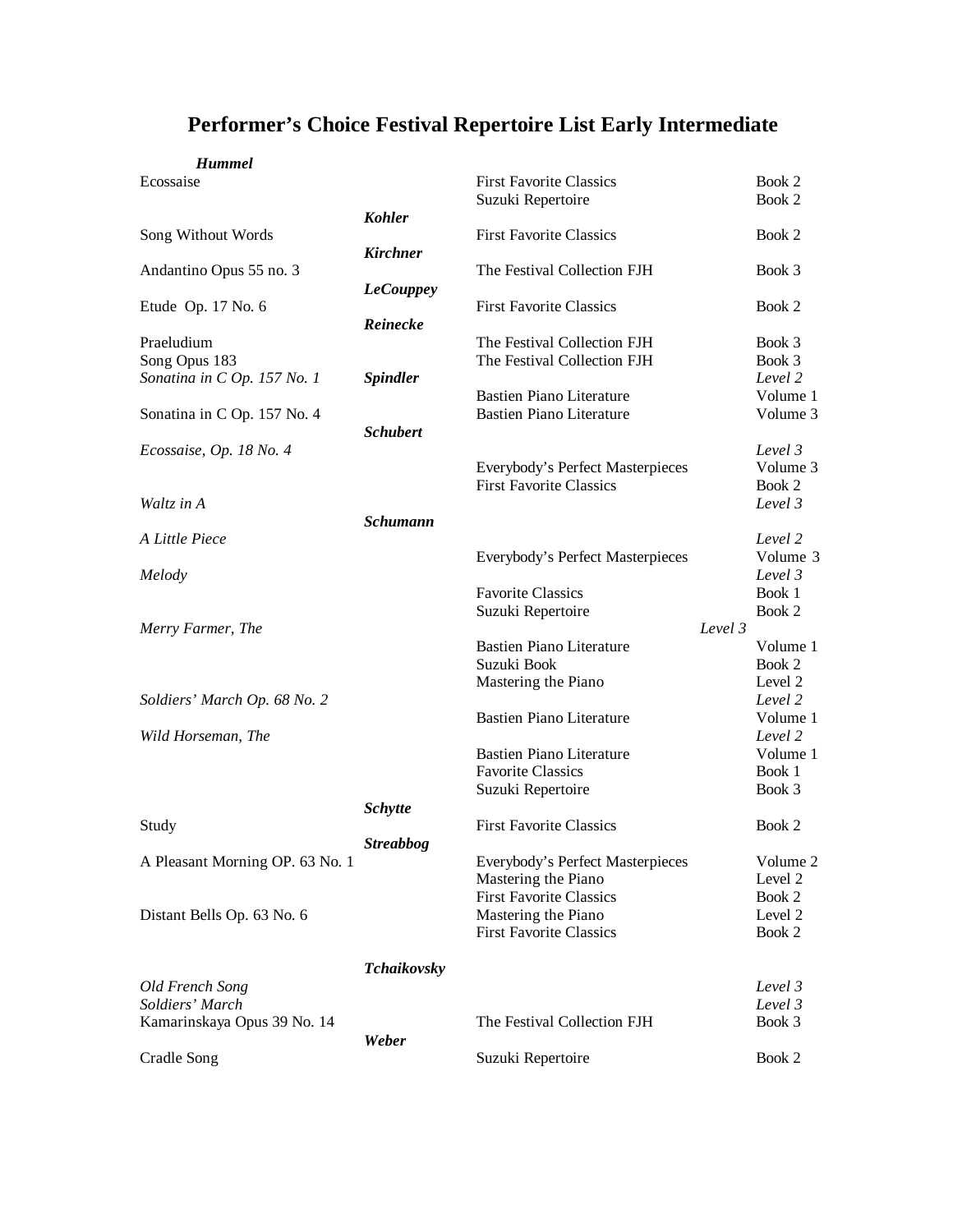# Performer's Choice Festival Repertoire List Early Intermediate

| Title | Composer | Book | Volume/Level |
|---|---|---|---|
| | ***Hummel*** | | |
| Ecossaise | | First Favorite Classics | Book 2 |
| | | Suzuki Repertoire | Book 2 |
| | ***Kohler*** | | |
| Song Without Words | | First Favorite Classics | Book 2 |
| | ***Kirchner*** | | |
| Andantino Opus 55 no. 3 | | The Festival Collection FJH | Book 3 |
| | ***LeCouppey*** | | |
| Etude Op. 17 No. 6 | | First Favorite Classics | Book 2 |
| | ***Reinecke*** | | |
| Praeludium | | The Festival Collection FJH | Book 3 |
| Song Opus 183 | | The Festival Collection FJH | Book 3 |
| *Sonatina in C Op. 157 No. 1* | ***Spindler*** | | *Level 2* |
| | | Bastien Piano Literature | Volume 1 |
| Sonatina in C Op. 157 No. 4 | | Bastien Piano Literature | Volume 3 |
| | ***Schubert*** | | |
| *Ecossaise, Op. 18 No. 4* | | | *Level 3* |
| | | Everybody's Perfect Masterpieces | Volume 3 |
| | | First Favorite Classics | Book 2 |
| *Waltz in A* | | | *Level 3* |
| | ***Schumann*** | | |
| *A Little Piece* | | | *Level 2* |
| | | Everybody's Perfect Masterpieces | Volume 3 |
| *Melody* | | | *Level 3* |
| | | Favorite Classics | Book 1 |
| | | Suzuki Repertoire | Book 2 |
| *Merry Farmer, The* | | | *Level 3* |
| | | Bastien Piano Literature | Volume 1 |
| | | Suzuki Book | Book 2 |
| | | Mastering the Piano | Level 2 |
| *Soldiers' March Op. 68 No. 2* | | | *Level 2* |
| | | Bastien Piano Literature | Volume 1 |
| *Wild Horseman, The* | | | *Level 2* |
| | | Bastien Piano Literature | Volume 1 |
| | | Favorite Classics | Book 1 |
| | | Suzuki Repertoire | Book 3 |
| | ***Schytte*** | | |
| Study | | First Favorite Classics | Book 2 |
| | ***Streabbog*** | | |
| A Pleasant Morning OP. 63 No. 1 | | Everybody's Perfect Masterpieces | Volume 2 |
| | | Mastering the Piano | Level 2 |
| | | First Favorite Classics | Book 2 |
| Distant Bells Op. 63 No. 6 | | Mastering the Piano | Level 2 |
| | | First Favorite Classics | Book 2 |
| | ***Tchaikovsky*** | | |
| *Old French Song* | | | *Level 3* |
| *Soldiers' March* | | | *Level 3* |
| Kamarinskaya Opus 39 No. 14 | | The Festival Collection FJH | Book 3 |
| | ***Weber*** | | |
| Cradle Song | | Suzuki Repertoire | Book 2 |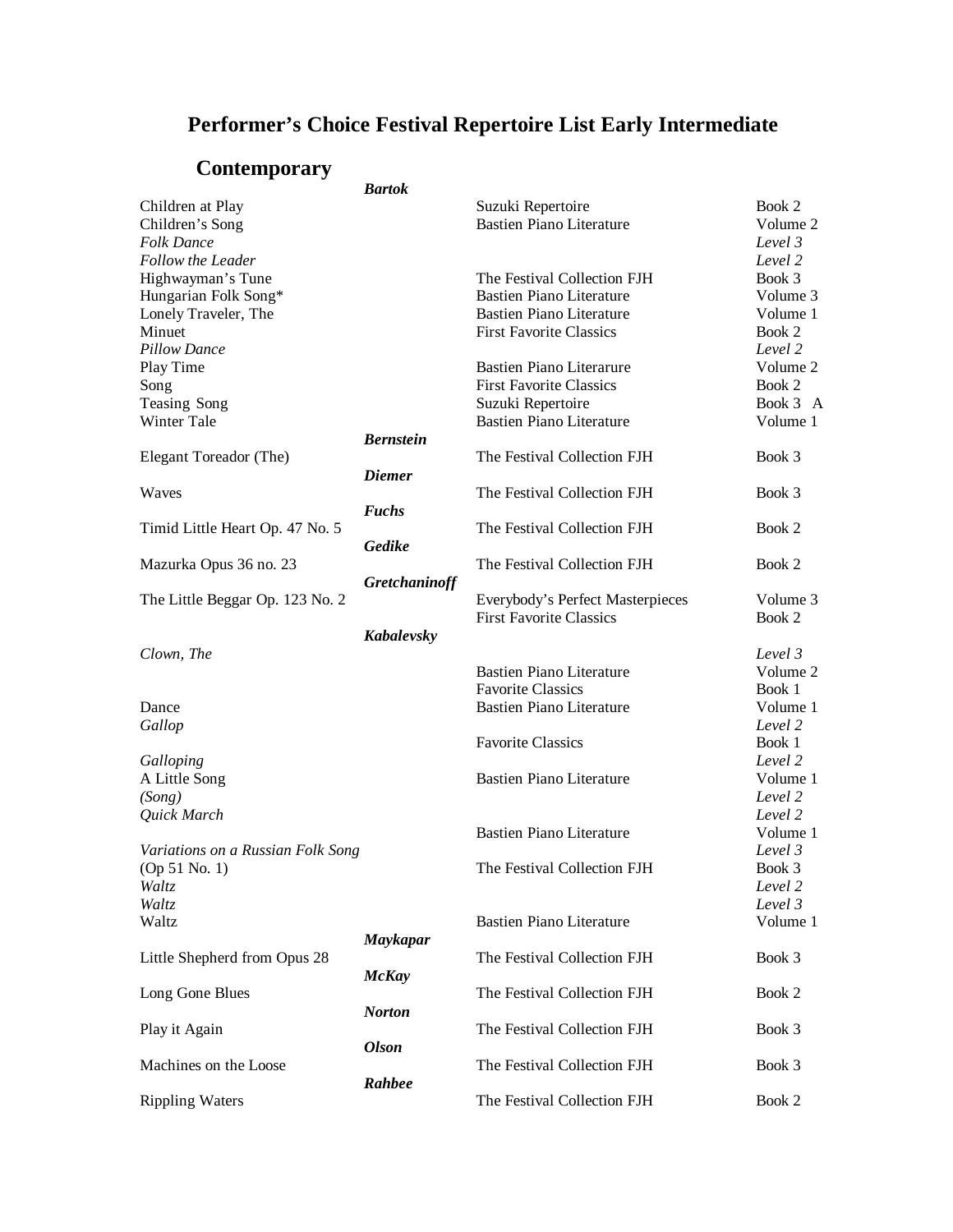# Performer's Choice Festival Repertoire List Early Intermediate

## Contemporary

| Title | Composer | Collection | Book/Level |
|---|---|---|---|
| | ***Bartok*** | | |
| Children at Play | | Suzuki Repertoire | Book 2 |
| Children's Song | | Bastien Piano Literature | Volume 2 |
| *Folk Dance* | | | *Level 3* |
| *Follow the Leader* | | | *Level 2* |
| Highwayman's Tune | | The Festival Collection FJH | Book 3 |
| Hungarian Folk Song* | | Bastien Piano Literature | Volume 3 |
| Lonely Traveler, The | | Bastien Piano Literature | Volume 1 |
| Minuet | | First Favorite Classics | Book 2 |
| *Pillow Dance* | | | *Level 2* |
| Play Time | | Bastien Piano Literarure | Volume 2 |
| Song | | First Favorite Classics | Book 2 |
| Teasing Song | | Suzuki Repertoire | Book 3 A |
| Winter Tale | | Bastien Piano Literature | Volume 1 |
| | ***Bernstein*** | | |
| Elegant Toreador (The) | | The Festival Collection FJH | Book 3 |
| | ***Diemer*** | | |
| Waves | | The Festival Collection FJH | Book 3 |
| | ***Fuchs*** | | |
| Timid Little Heart Op. 47 No. 5 | | The Festival Collection FJH | Book 2 |
| | ***Gedike*** | | |
| Mazurka Opus 36 no. 23 | | The Festival Collection FJH | Book 2 |
| | ***Gretchaninoff*** | | |
| The Little Beggar Op. 123 No. 2 | | Everybody's Perfect Masterpieces | Volume 3 |
| | | First Favorite Classics | Book 2 |
| | ***Kabalevsky*** | | |
| *Clown, The* | | | *Level 3* |
| | | Bastien Piano Literature | Volume 2 |
| | | Favorite Classics | Book 1 |
| Dance | | Bastien Piano Literature | Volume 1 |
| *Gallop* | | | *Level 2* |
| | | Favorite Classics | Book 1 |
| *Galloping* | | | *Level 2* |
| A Little Song | | Bastien Piano Literature | Volume 1 |
| *(Song)* | | | *Level 2* |
| *Quick March* | | | *Level 2* |
| | | Bastien Piano Literature | Volume 1 |
| *Variations on a Russian Folk Song* | | | *Level 3* |
| (Op 51 No. 1) | | The Festival Collection FJH | Book 3 |
| *Waltz* | | | *Level 2* |
| *Waltz* | | | *Level 3* |
| Waltz | | Bastien Piano Literature | Volume 1 |
| | ***Maykapar*** | | |
| Little Shepherd from Opus 28 | | The Festival Collection FJH | Book 3 |
| | ***McKay*** | | |
| Long Gone Blues | | The Festival Collection FJH | Book 2 |
| | ***Norton*** | | |
| Play it Again | | The Festival Collection FJH | Book 3 |
| | ***Olson*** | | |
| Machines on the Loose | | The Festival Collection FJH | Book 3 |
| | ***Rahbee*** | | |
| Rippling Waters | | The Festival Collection FJH | Book 2 |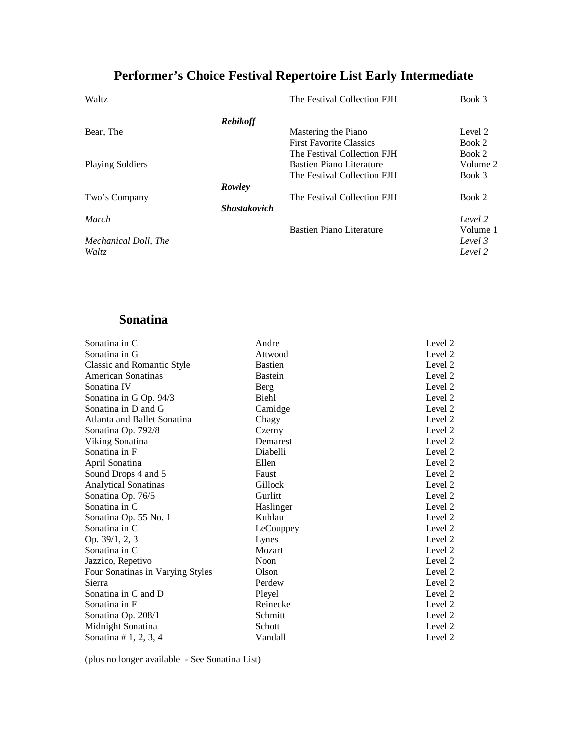# Performer's Choice Festival Repertoire List Early Intermediate

| | | | |
|---|---|---|---|
| Waltz | | The Festival Collection FJH | Book 3 |
| | ***Rebikoff*** | | |
| Bear, The | | Mastering the Piano | Level 2 |
| | | First Favorite Classics | Book 2 |
| | | The Festival Collection FJH | Book 2 |
| Playing Soldiers | | Bastien Piano Literature | Volume 2 |
| | | The Festival Collection FJH | Book 3 |
| | ***Rowley*** | | |
| Two's Company | | The Festival Collection FJH | Book 2 |
| | ***Shostakovich*** | | |
| *March* | | | *Level 2* |
| | | Bastien Piano Literature | Volume 1 |
| *Mechanical Doll, The* | | | *Level 3* |
| *Waltz* | | | *Level 2* |

## Sonatina

| | | |
|---|---|---|
| Sonatina in C | Andre | Level 2 |
| Sonatina in G | Attwood | Level 2 |
| Classic and Romantic Style | Bastien | Level 2 |
| American Sonatinas | Bastein | Level 2 |
| Sonatina IV | Berg | Level 2 |
| Sonatina in G Op. 94/3 | Biehl | Level 2 |
| Sonatina in D and G | Camidge | Level 2 |
| Atlanta and Ballet Sonatina | Chagy | Level 2 |
| Sonatina Op. 792/8 | Czerny | Level 2 |
| Viking Sonatina | Demarest | Level 2 |
| Sonatina in F | Diabelli | Level 2 |
| April Sonatina | Ellen | Level 2 |
| Sound Drops 4 and 5 | Faust | Level 2 |
| Analytical Sonatinas | Gillock | Level 2 |
| Sonatina Op. 76/5 | Gurlitt | Level 2 |
| Sonatina in C | Haslinger | Level 2 |
| Sonatina Op. 55 No. 1 | Kuhlau | Level 2 |
| Sonatina in C | LeCouppey | Level 2 |
| Op. 39/1, 2, 3 | Lynes | Level 2 |
| Sonatina in C | Mozart | Level 2 |
| Jazzico, Repetivo | Noon | Level 2 |
| Four Sonatinas in Varying Styles | Olson | Level 2 |
| Sierra | Perdew | Level 2 |
| Sonatina in C and D | Pleyel | Level 2 |
| Sonatina in F | Reinecke | Level 2 |
| Sonatina Op. 208/1 | Schmitt | Level 2 |
| Midnight Sonatina | Schott | Level 2 |
| Sonatina # 1, 2, 3, 4 | Vandall | Level 2 |

(plus no longer available - See Sonatina List)